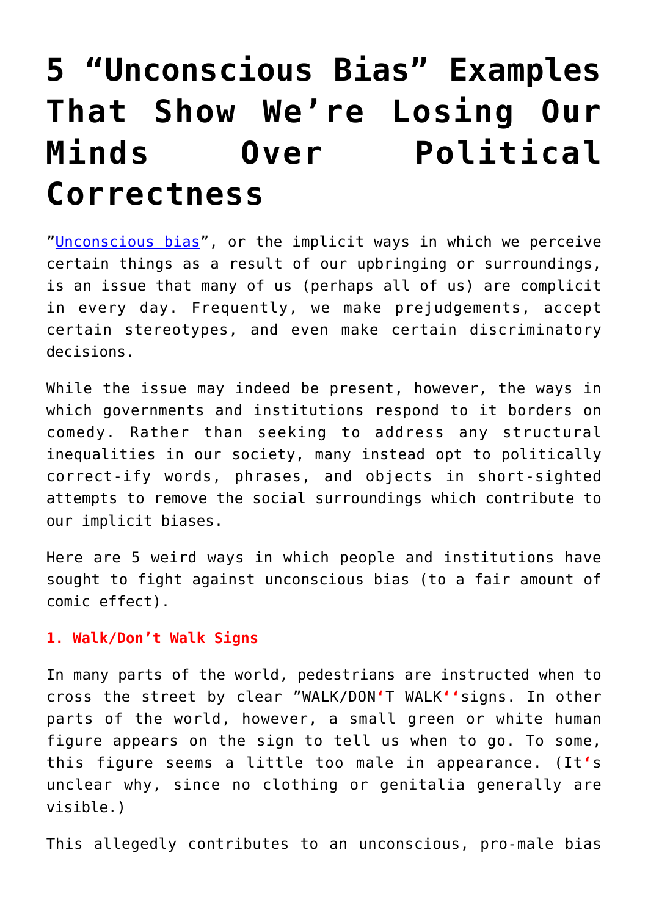# 5 "Unconscious Bias" Examples That Show We're Losing Our Minds Over Political Correctness

"Unconscious bias", or the implicit ways in which we perceive certain things as a result of our upbringing or surroundings, is an issue that many of us (perhaps all of us) are complicit in every day. Frequently, we make prejudgements, accept certain stereotypes, and even make certain discriminatory decisions.

While the issue may indeed be present, however, the ways in which governments and institutions respond to it borders on comedy. Rather than seeking to address any structural inequalities in our society, many instead opt to politically correct-ify words, phrases, and objects in short-sighted attempts to remove the social surroundings which contribute to our implicit biases.

Here are 5 weird ways in which people and institutions have sought to fight against unconscious bias (to a fair amount of comic effect).

### 1. Walk/Don't Walk Signs

In many parts of the world, pedestrians are instructed when to cross the street by clear "WALK/DON'T WALK''signs. In other parts of the world, however, a small green or white human figure appears on the sign to tell us when to go. To some, this figure seems a little too male in appearance. (It's unclear why, since no clothing or genitalia generally are visible.)

This allegedly contributes to an unconscious, pro-male bias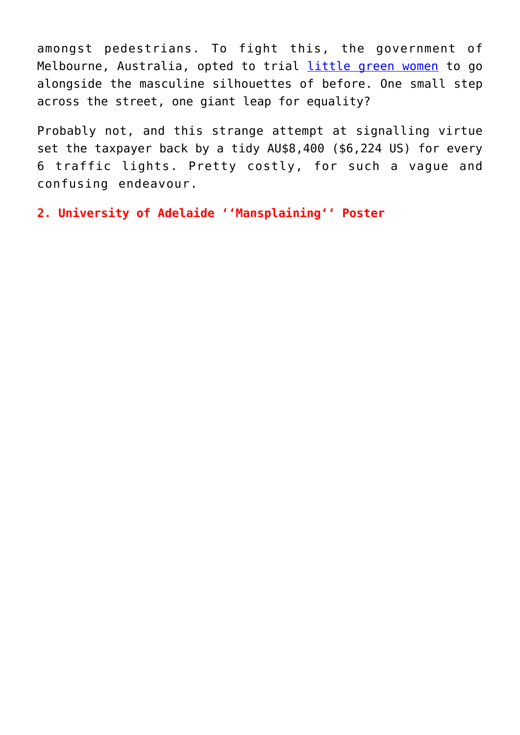amongst pedestrians. To fight this, the government of Melbourne, Australia, opted to trial [little green women](#) to go alongside the masculine silhouettes of before. One small step across the street, one giant leap for equality?

Probably not, and this strange attempt at signalling virtue set the taxpayer back by a tidy AU$8,400 ($6,224 US) for every 6 traffic lights. Pretty costly, for such a vague and confusing endeavour.

**2. University of Adelaide ‘‘Mansplaining‘‘ Poster**